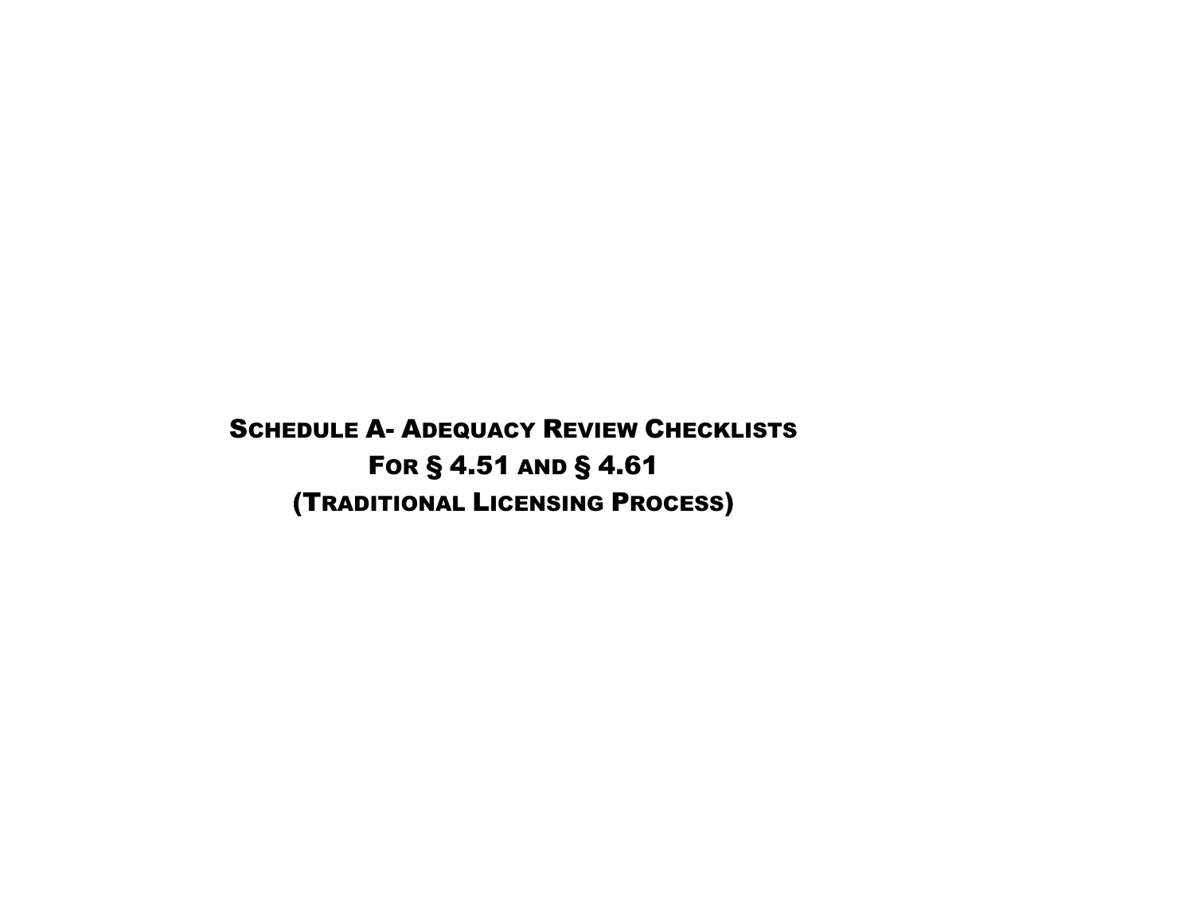# Schedule A- Adequacy Review Checklists For § 4.51 and § 4.61 (Traditional Licensing Process)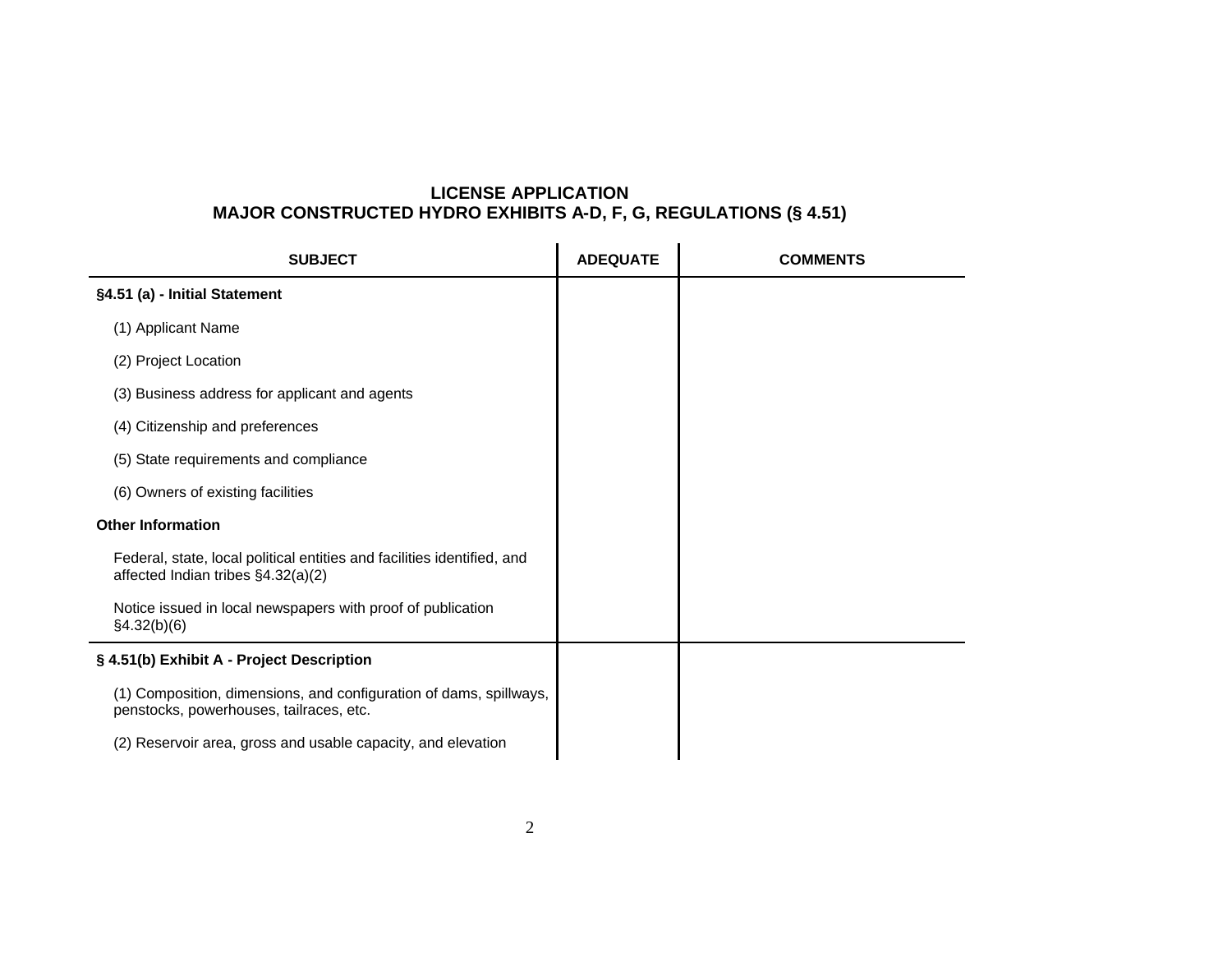# LICENSE APPLICATION
## MAJOR CONSTRUCTED HYDRO EXHIBITS A-D, F, G, REGULATIONS (§ 4.51)

| SUBJECT | ADEQUATE | COMMENTS |
|---|---|---|
| **§4.51 (a) - Initial Statement** | | |
| (1) Applicant Name | | |
| (2) Project Location | | |
| (3) Business address for applicant and agents | | |
| (4) Citizenship and preferences | | |
| (5) State requirements and compliance | | |
| (6) Owners of existing facilities | | |
| **Other Information** | | |
| Federal, state, local political entities and facilities identified, and affected Indian tribes §4.32(a)(2) | | |
| Notice issued in local newspapers with proof of publication §4.32(b)(6) | | |
| **§ 4.51(b) Exhibit A - Project Description** | | |
| (1) Composition, dimensions, and configuration of dams, spillways, penstocks, powerhouses, tailraces, etc. | | |
| (2) Reservoir area, gross and usable capacity, and elevation | | |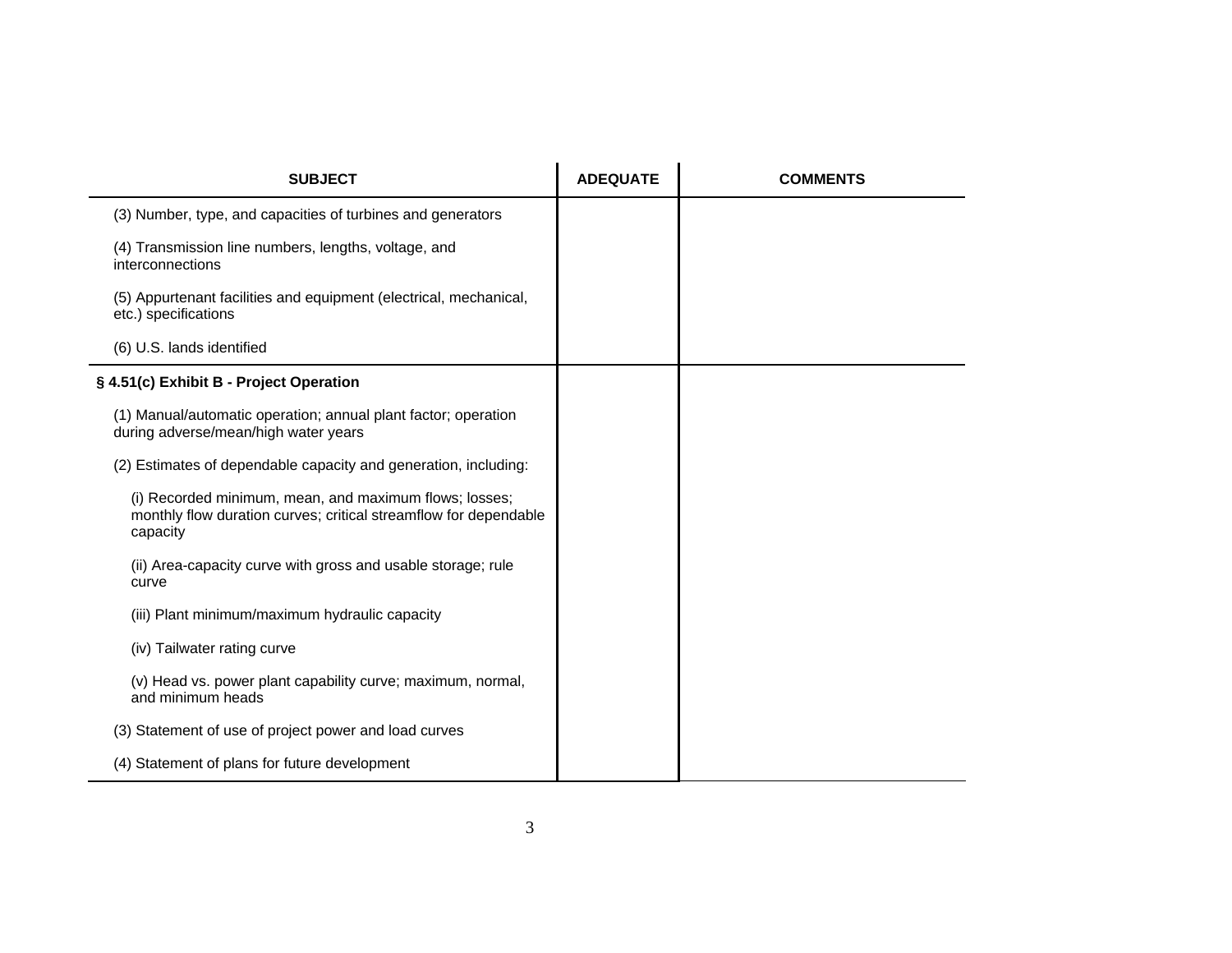| SUBJECT | ADEQUATE | COMMENTS |
| --- | --- | --- |
| (3) Number, type, and capacities of turbines and generators | | |
| (4) Transmission line numbers, lengths, voltage, and interconnections | | |
| (5) Appurtenant facilities and equipment (electrical, mechanical, etc.) specifications | | |
| (6) U.S. lands identified | | |
| **§ 4.51(c) Exhibit B - Project Operation** | | |
| (1) Manual/automatic operation; annual plant factor; operation during adverse/mean/high water years | | |
| (2) Estimates of dependable capacity and generation, including: | | |
| (i) Recorded minimum, mean, and maximum flows; losses; monthly flow duration curves; critical streamflow for dependable capacity | | |
| (ii) Area-capacity curve with gross and usable storage; rule curve | | |
| (iii) Plant minimum/maximum hydraulic capacity | | |
| (iv) Tailwater rating curve | | |
| (v) Head vs. power plant capability curve; maximum, normal, and minimum heads | | |
| (3) Statement of use of project power and load curves | | |
| (4) Statement of plans for future development | | |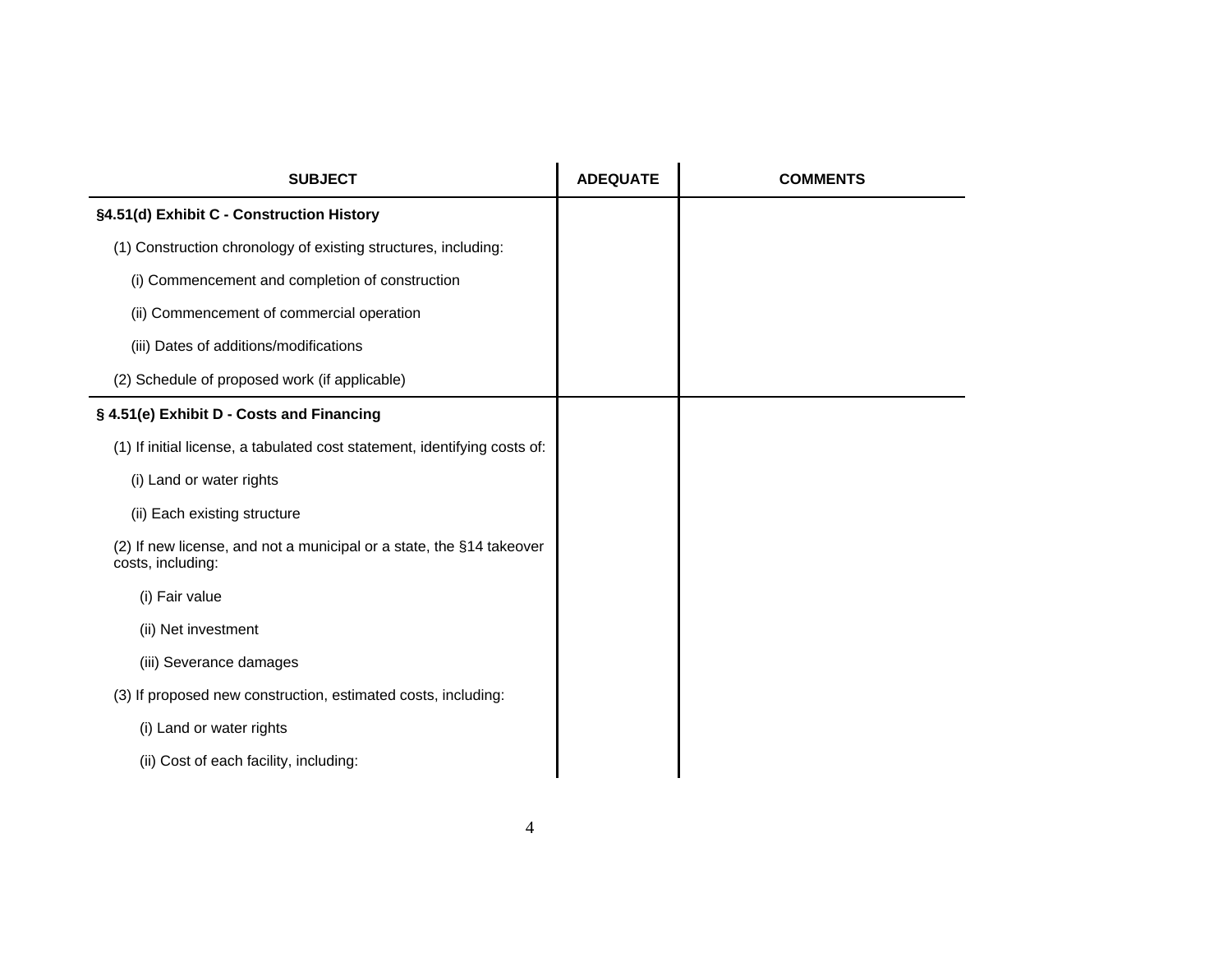| SUBJECT | ADEQUATE | COMMENTS |
|---|---|---|
| **§4.51(d) Exhibit C - Construction History** | | |
| (1) Construction chronology of existing structures, including: | | |
| (i) Commencement and completion of construction | | |
| (ii) Commencement of commercial operation | | |
| (iii) Dates of additions/modifications | | |
| (2) Schedule of proposed work (if applicable) | | |
| **§ 4.51(e) Exhibit D - Costs and Financing** | | |
| (1) If initial license, a tabulated cost statement, identifying costs of: | | |
| (i) Land or water rights | | |
| (ii) Each existing structure | | |
| (2) If new license, and not a municipal or a state, the §14 takeover costs, including: | | |
| (i) Fair value | | |
| (ii) Net investment | | |
| (iii) Severance damages | | |
| (3) If proposed new construction, estimated costs, including: | | |
| (i) Land or water rights | | |
| (ii) Cost of each facility, including: | | |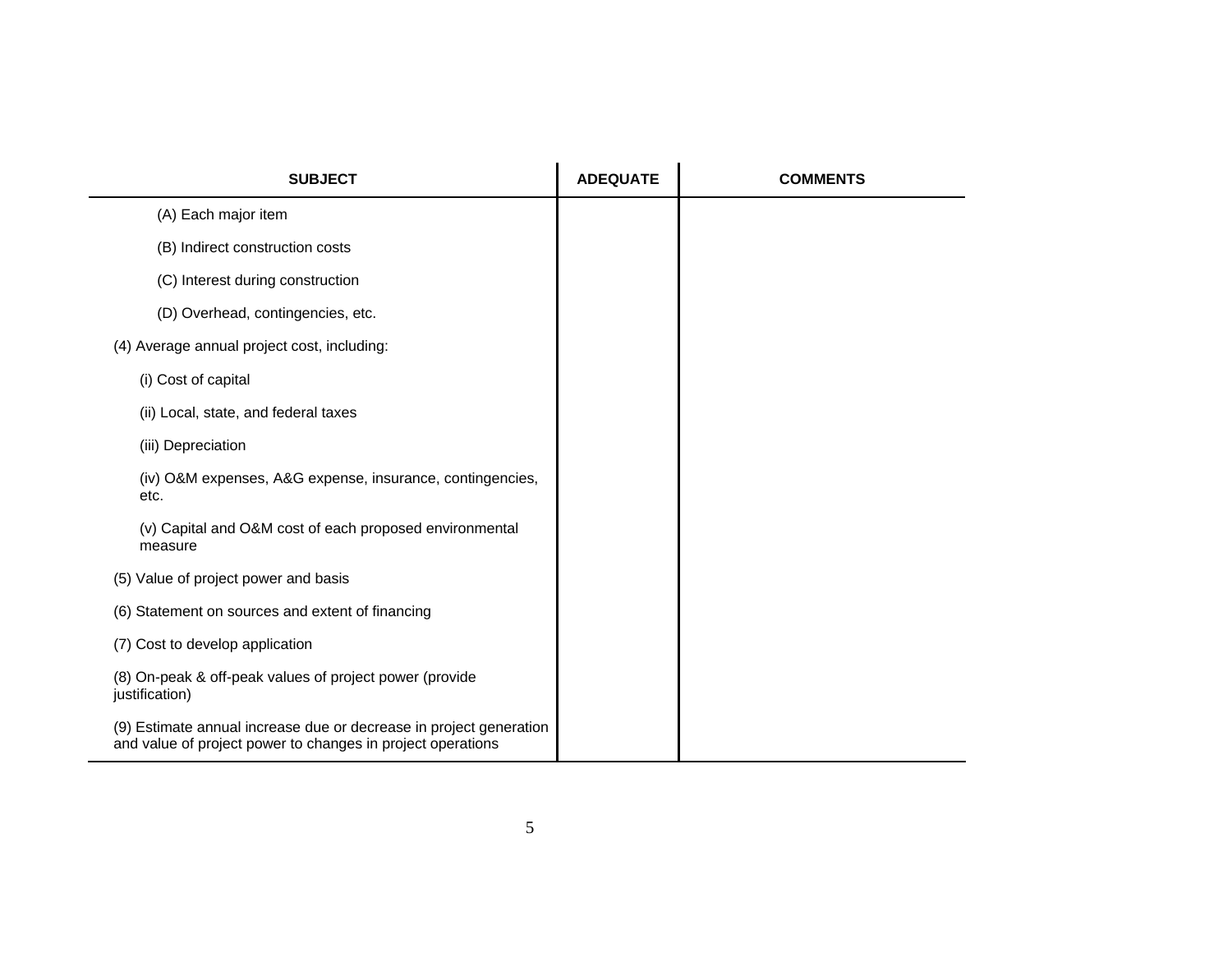| SUBJECT | ADEQUATE | COMMENTS |
| --- | --- | --- |
| (A) Each major item | | |
| (B) Indirect construction costs | | |
| (C) Interest during construction | | |
| (D) Overhead, contingencies, etc. | | |
| (4) Average annual project cost, including: | | |
| (i) Cost of capital | | |
| (ii) Local, state, and federal taxes | | |
| (iii) Depreciation | | |
| (iv) O&M expenses, A&G expense, insurance, contingencies, etc. | | |
| (v) Capital and O&M cost of each proposed environmental measure | | |
| (5) Value of project power and basis | | |
| (6) Statement on sources and extent of financing | | |
| (7) Cost to develop application | | |
| (8) On-peak & off-peak values of project power (provide justification) | | |
| (9) Estimate annual increase due or decrease in project generation and value of project power to changes in project operations | | |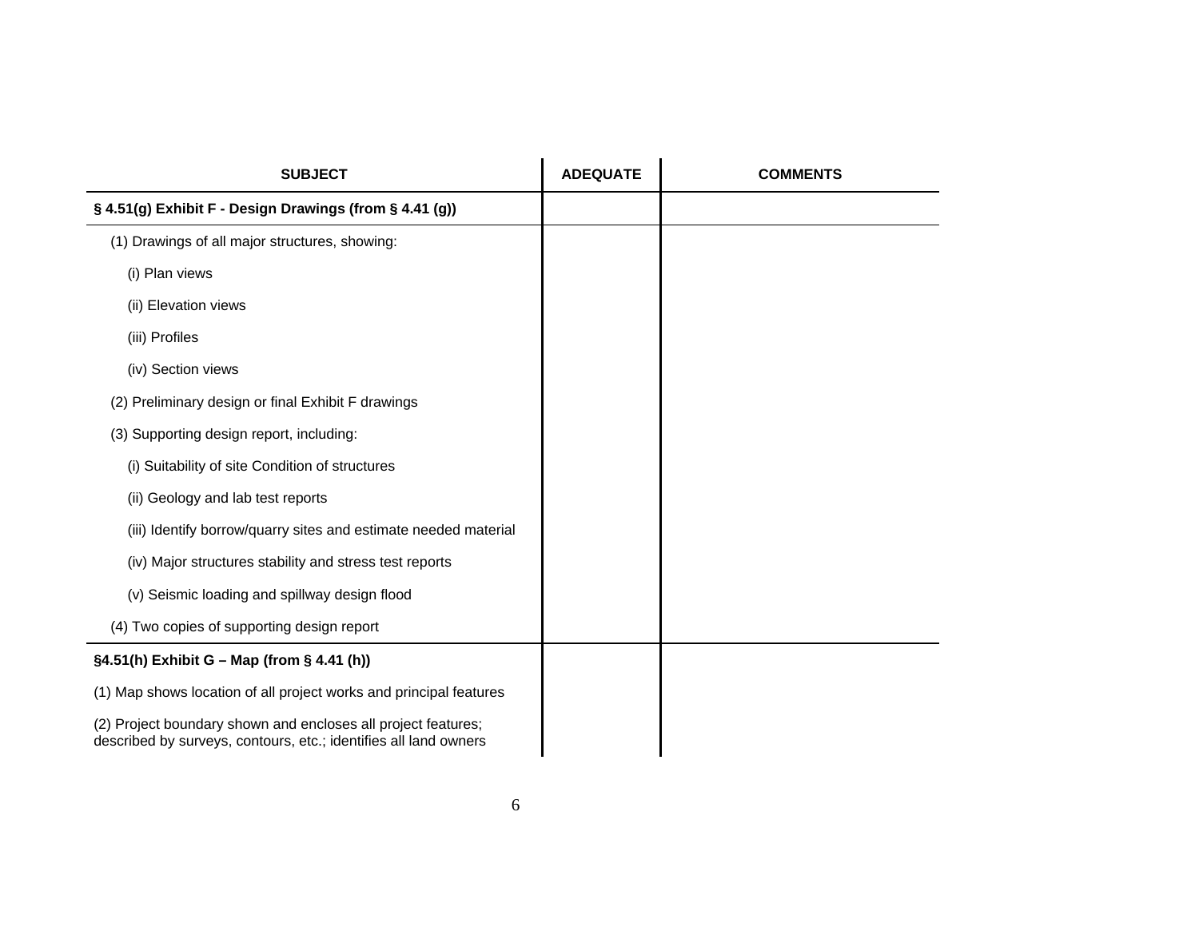| SUBJECT | ADEQUATE | COMMENTS |
|---|---|---|
| **§ 4.51(g) Exhibit F - Design Drawings (from § 4.41 (g))** | | |
| (1) Drawings of all major structures, showing: | | |
| (i) Plan views | | |
| (ii) Elevation views | | |
| (iii) Profiles | | |
| (iv) Section views | | |
| (2) Preliminary design or final Exhibit F drawings | | |
| (3) Supporting design report, including: | | |
| (i) Suitability of site Condition of structures | | |
| (ii) Geology and lab test reports | | |
| (iii) Identify borrow/quarry sites and estimate needed material | | |
| (iv) Major structures stability and stress test reports | | |
| (v) Seismic loading and spillway design flood | | |
| (4) Two copies of supporting design report | | |
| **§4.51(h) Exhibit G – Map (from § 4.41 (h))** | | |
| (1) Map shows location of all project works and principal features | | |
| (2) Project boundary shown and encloses all project features; described by surveys, contours, etc.; identifies all land owners | | |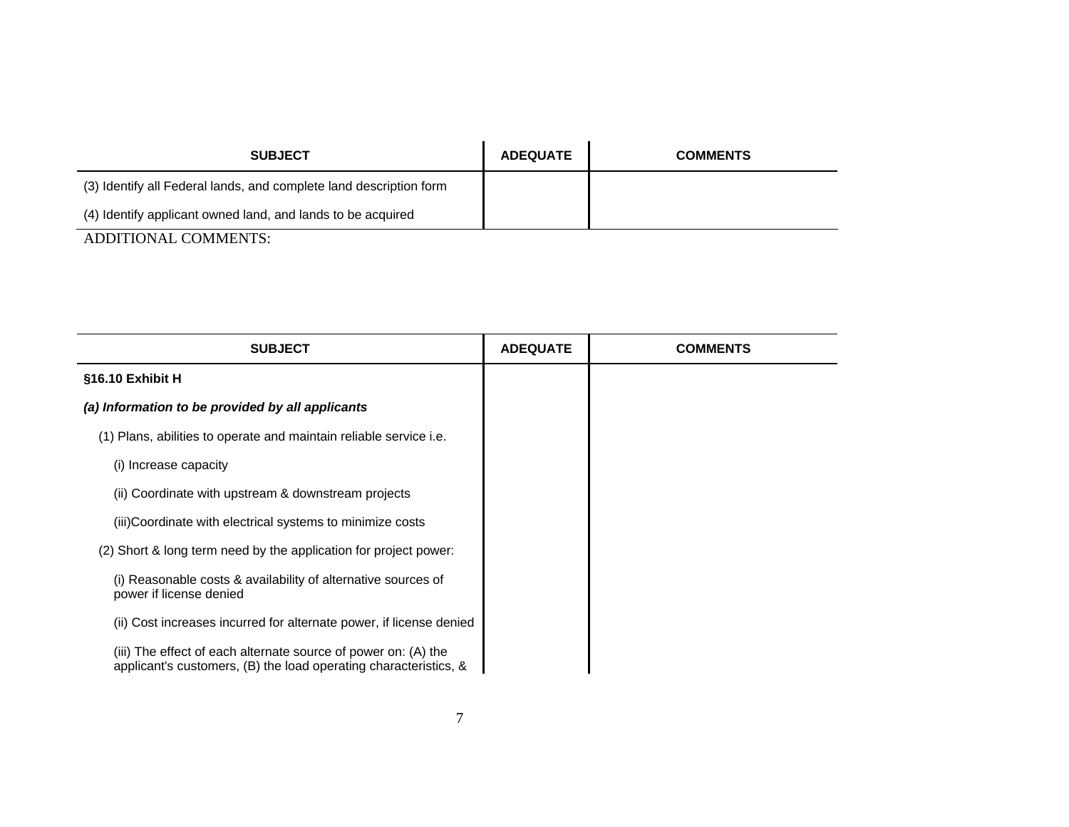| SUBJECT | ADEQUATE | COMMENTS |
|---|---|---|
| (3) Identify all Federal lands, and complete land description form | | |
| (4) Identify applicant owned land, and lands to be acquired | | |

ADDITIONAL COMMENTS:

| SUBJECT | ADEQUATE | COMMENTS |
|---|---|---|
| **§16.10 Exhibit H** | | |
| ***(a) Information to be provided by all applicants*** | | |
| (1) Plans, abilities to operate and maintain reliable service i.e. | | |
| (i) Increase capacity | | |
| (ii) Coordinate with upstream & downstream projects | | |
| (iii)Coordinate with electrical systems to minimize costs | | |
| (2) Short & long term need by the application for project power: | | |
| (i) Reasonable costs & availability of alternative sources of power if license denied | | |
| (ii) Cost increases incurred for alternate power, if license denied | | |
| (iii) The effect of each alternate source of power on: (A) the applicant's customers, (B) the load operating characteristics, & | | |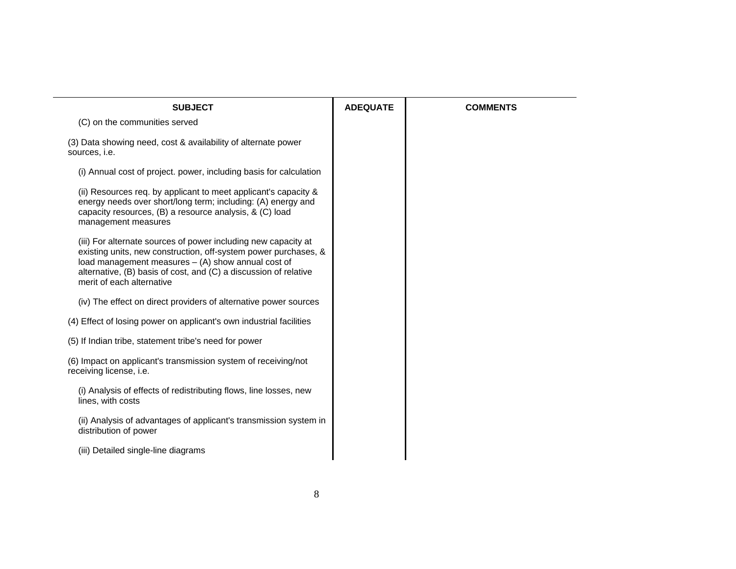| SUBJECT | ADEQUATE | COMMENTS |
| --- | --- | --- |
| (C) on the communities served | | |
| (3) Data showing need, cost & availability of alternate power sources, i.e. | | |
| (i) Annual cost of project. power, including basis for calculation | | |
| (ii) Resources req. by applicant to meet applicant's capacity & energy needs over short/long term; including: (A) energy and capacity resources, (B) a resource analysis, & (C) load management measures | | |
| (iii) For alternate sources of power including new capacity at existing units, new construction, off-system power purchases, & load management measures – (A) show annual cost of alternative, (B) basis of cost, and (C) a discussion of relative merit of each alternative | | |
| (iv) The effect on direct providers of alternative power sources | | |
| (4) Effect of losing power on applicant's own industrial facilities | | |
| (5) If Indian tribe, statement tribe's need for power | | |
| (6) Impact on applicant's transmission system of receiving/not receiving license, i.e. | | |
| (i) Analysis of effects of redistributing flows, line losses, new lines, with costs | | |
| (ii) Analysis of advantages of applicant's transmission system in distribution of power | | |
| (iii) Detailed single-line diagrams | | |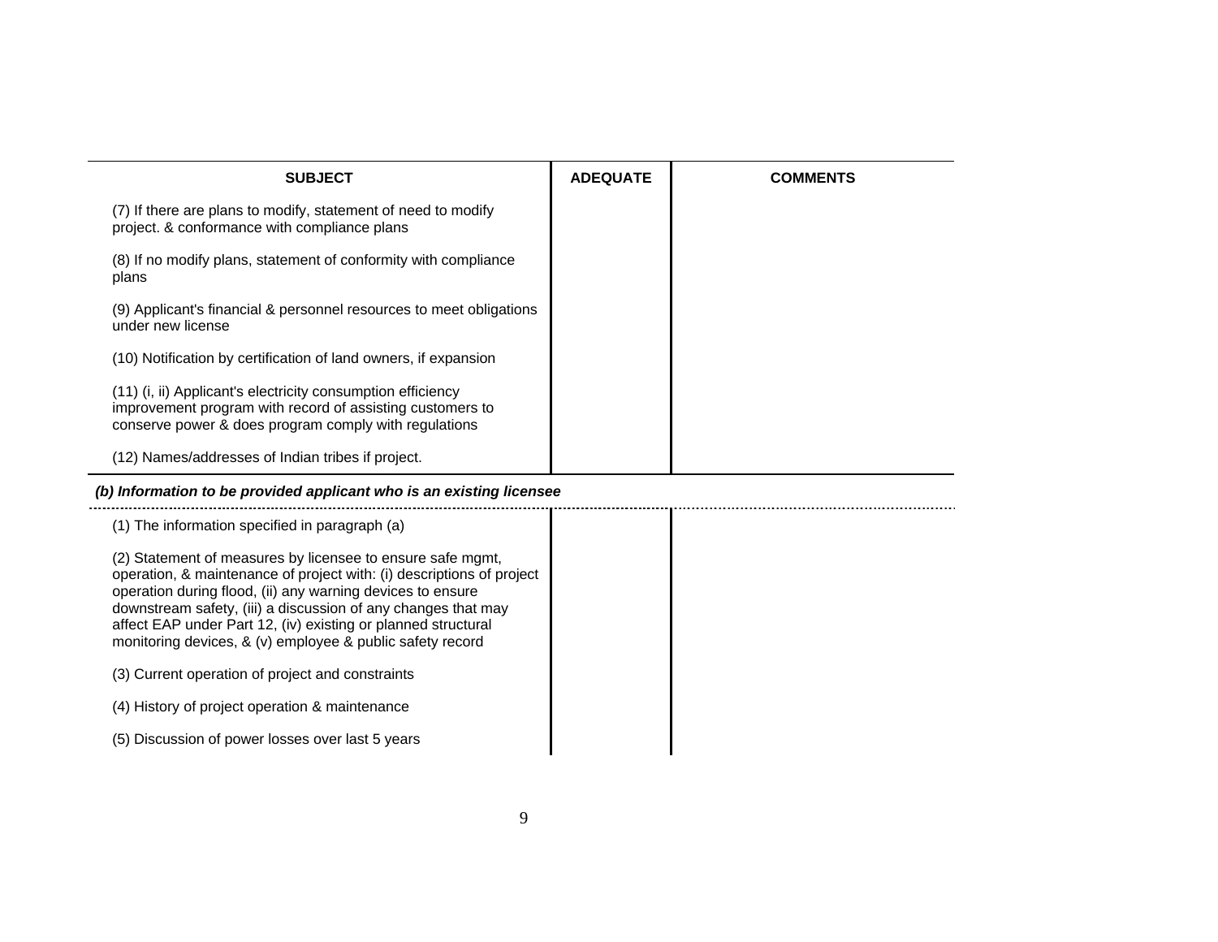| SUBJECT | ADEQUATE | COMMENTS |
| --- | --- | --- |
| (7) If there are plans to modify, statement of need to modify project. & conformance with compliance plans | | |
| (8) If no modify plans, statement of conformity with compliance plans | | |
| (9) Applicant's financial & personnel resources to meet obligations under new license | | |
| (10) Notification by certification of land owners, if expansion | | |
| (11) (i, ii) Applicant's electricity consumption efficiency improvement program with record of assisting customers to conserve power & does program comply with regulations | | |
| (12) Names/addresses of Indian tribes if project. | | |
| ***(b) Information to be provided applicant who is an existing licensee*** | | |
| (1) The information specified in paragraph (a) | | |
| (2) Statement of measures by licensee to ensure safe mgmt, operation, & maintenance of project with: (i) descriptions of project operation during flood, (ii) any warning devices to ensure downstream safety, (iii) a discussion of any changes that may affect EAP under Part 12, (iv) existing or planned structural monitoring devices, & (v) employee & public safety record | | |
| (3) Current operation of project and constraints | | |
| (4) History of project operation & maintenance | | |
| (5) Discussion of power losses over last 5 years | | |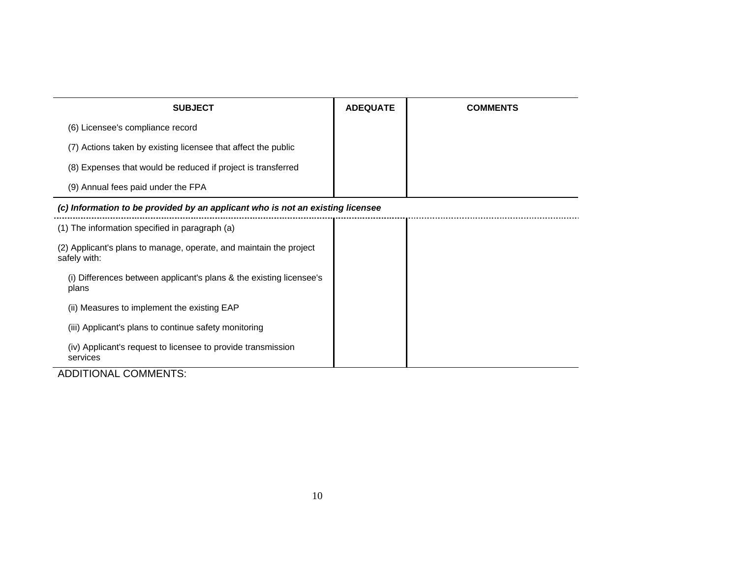| SUBJECT | ADEQUATE | COMMENTS |
|---|---|---|
| (6) Licensee's compliance record | | |
| (7) Actions taken by existing licensee that affect the public | | |
| (8) Expenses that would be reduced if project is transferred | | |
| (9) Annual fees paid under the FPA | | |
| ***(c) Information to be provided by an applicant who is not an existing licensee*** | | |
| (1) The information specified in paragraph (a) | | |
| (2) Applicant's plans to manage, operate, and maintain the project safely with: | | |
| (i) Differences between applicant's plans & the existing licensee's plans | | |
| (ii) Measures to implement the existing EAP | | |
| (iii) Applicant's plans to continue safety monitoring | | |
| (iv) Applicant's request to licensee to provide transmission services | | |

ADDITIONAL COMMENTS: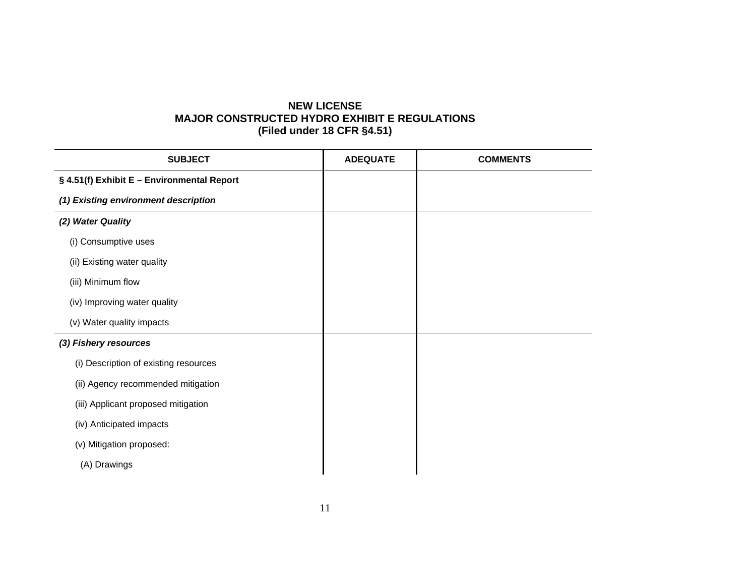**NEW LICENSE**
**MAJOR CONSTRUCTED HYDRO EXHIBIT E REGULATIONS**
**(Filed under 18 CFR §4.51)**

| SUBJECT | ADEQUATE | COMMENTS |
|---|---|---|
| **§ 4.51(f) Exhibit E – Environmental Report** | | |
| ***(1) Existing environment description*** | | |
| ***(2) Water Quality*** | | |
| (i) Consumptive uses | | |
| (ii) Existing water quality | | |
| (iii) Minimum flow | | |
| (iv) Improving water quality | | |
| (v) Water quality impacts | | |
| ***(3) Fishery resources*** | | |
| (i) Description of existing resources | | |
| (ii) Agency recommended mitigation | | |
| (iii) Applicant proposed mitigation | | |
| (iv) Anticipated impacts | | |
| (v) Mitigation proposed: | | |
| (A) Drawings | | |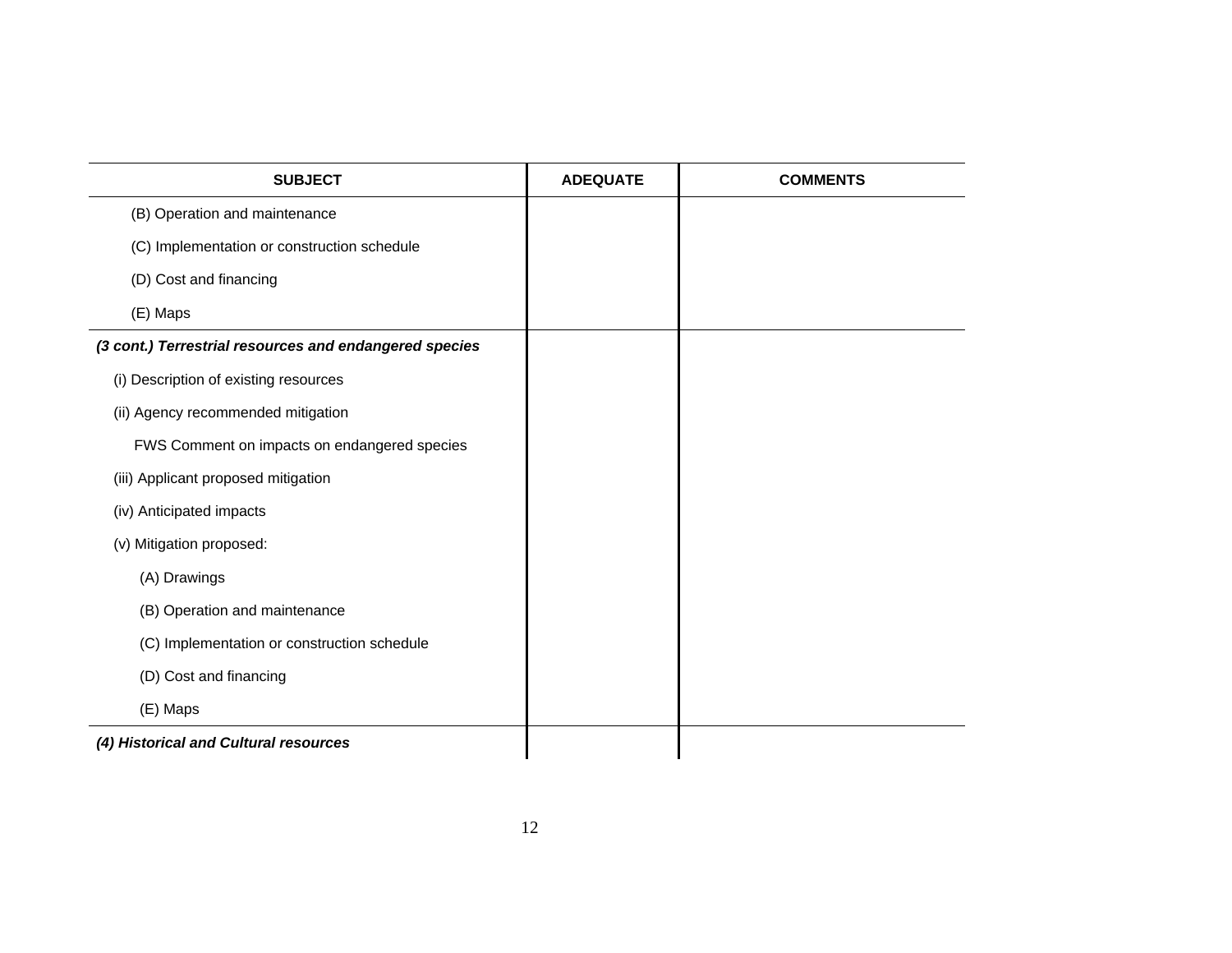| SUBJECT | ADEQUATE | COMMENTS |
|---|---|---|
| (B) Operation and maintenance | | |
| (C) Implementation or construction schedule | | |
| (D) Cost and financing | | |
| (E) Maps | | |
| ***(3 cont.) Terrestrial resources and endangered species*** | | |
| (i) Description of existing resources | | |
| (ii) Agency recommended mitigation | | |
| FWS Comment on impacts on endangered species | | |
| (iii) Applicant proposed mitigation | | |
| (iv) Anticipated impacts | | |
| (v) Mitigation proposed: | | |
| (A) Drawings | | |
| (B) Operation and maintenance | | |
| (C) Implementation or construction schedule | | |
| (D) Cost and financing | | |
| (E) Maps | | |
| ***(4) Historical and Cultural resources*** | | |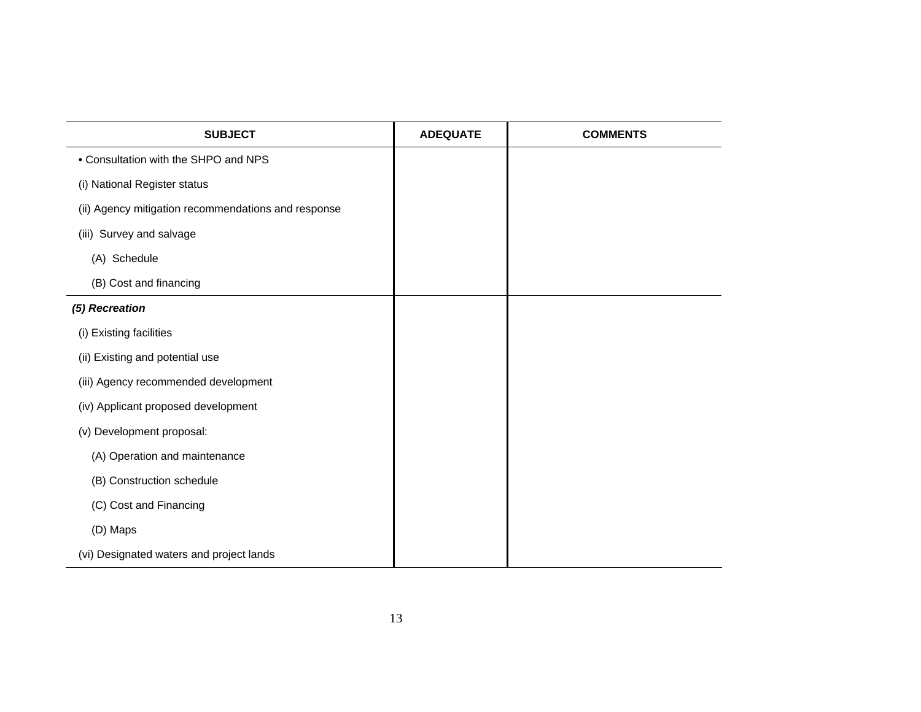| SUBJECT | ADEQUATE | COMMENTS |
|---|---|---|
| • Consultation with the SHPO and NPS | | |
| (i) National Register status | | |
| (ii) Agency mitigation recommendations and response | | |
| (iii) Survey and salvage | | |
| (A) Schedule | | |
| (B) Cost and financing | | |
| ***(5) Recreation*** | | |
| (i) Existing facilities | | |
| (ii) Existing and potential use | | |
| (iii) Agency recommended development | | |
| (iv) Applicant proposed development | | |
| (v) Development proposal: | | |
| (A) Operation and maintenance | | |
| (B) Construction schedule | | |
| (C) Cost and Financing | | |
| (D) Maps | | |
| (vi) Designated waters and project lands | | |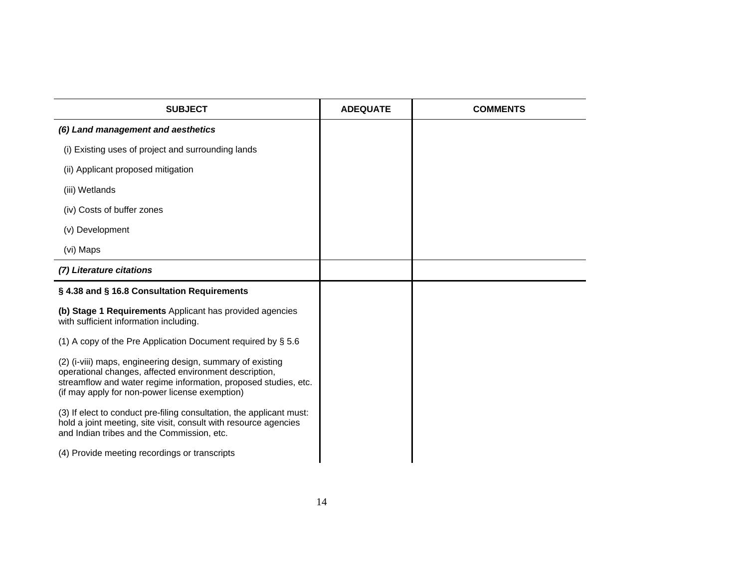| SUBJECT | ADEQUATE | COMMENTS |
|---|---|---|
| ***(6) Land management and aesthetics*** | | |
| (i) Existing uses of project and surrounding lands | | |
| (ii) Applicant proposed mitigation | | |
| (iii) Wetlands | | |
| (iv) Costs of buffer zones | | |
| (v) Development | | |
| (vi) Maps | | |
| ***(7) Literature citations*** | | |
| **§ 4.38 and § 16.8 Consultation Requirements** | | |
| **(b) Stage 1 Requirements** Applicant has provided agencies with sufficient information including. | | |
| (1) A copy of the Pre Application Document required by § 5.6 | | |
| (2) (i-viii) maps, engineering design, summary of existing operational changes, affected environment description, streamflow and water regime information, proposed studies, etc. (if may apply for non-power license exemption) | | |
| (3) If elect to conduct pre-filing consultation, the applicant must: hold a joint meeting, site visit, consult with resource agencies and Indian tribes and the Commission, etc. | | |
| (4) Provide meeting recordings or transcripts | | |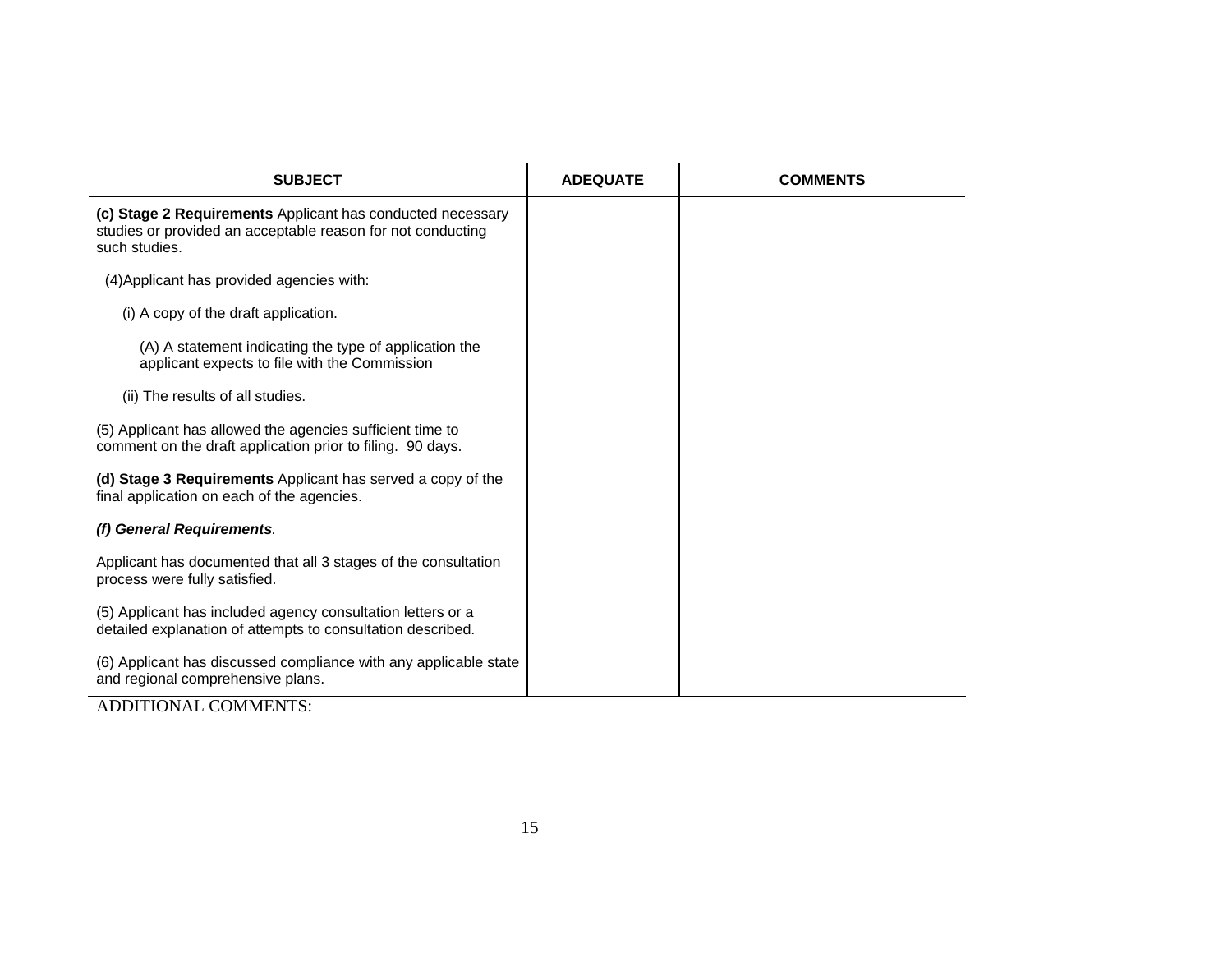| SUBJECT | ADEQUATE | COMMENTS |
|---|---|---|
| **(c) Stage 2 Requirements** Applicant has conducted necessary studies or provided an acceptable reason for not conducting such studies. | | |
| (4)Applicant has provided agencies with: | | |
| (i) A copy of the draft application. | | |
| (A) A statement indicating the type of application the applicant expects to file with the Commission | | |
| (ii) The results of all studies. | | |
| (5) Applicant has allowed the agencies sufficient time to comment on the draft application prior to filing. 90 days. | | |
| **(d) Stage 3 Requirements** Applicant has served a copy of the final application on each of the agencies. | | |
| ***(f) General Requirements*.** | | |
| Applicant has documented that all 3 stages of the consultation process were fully satisfied. | | |
| (5) Applicant has included agency consultation letters or a detailed explanation of attempts to consultation described. | | |
| (6) Applicant has discussed compliance with any applicable state and regional comprehensive plans. | | |

ADDITIONAL COMMENTS: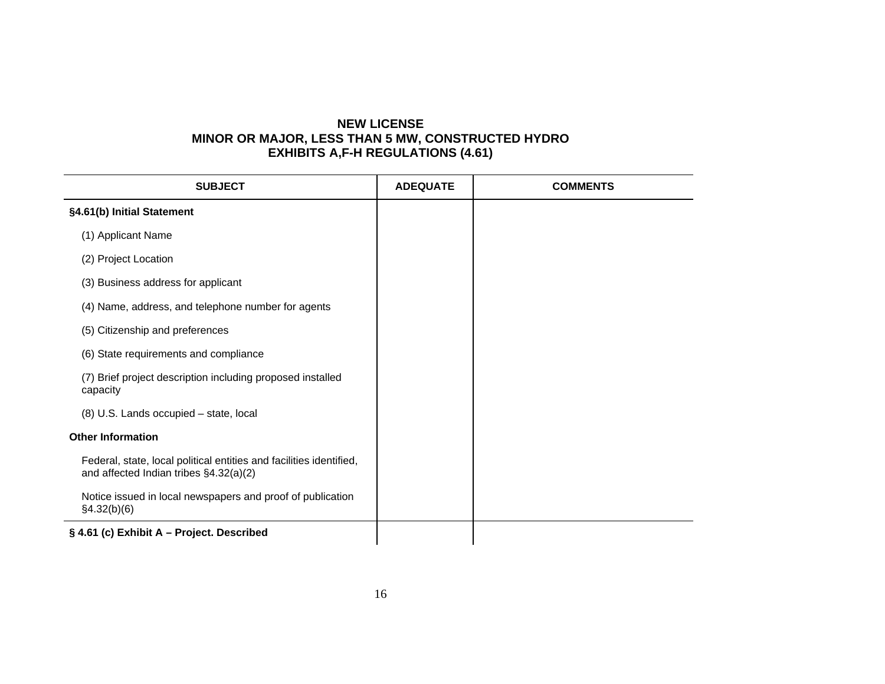**NEW LICENSE**
**MINOR OR MAJOR, LESS THAN 5 MW, CONSTRUCTED HYDRO**
**EXHIBITS A,F-H REGULATIONS (4.61)**

| SUBJECT | ADEQUATE | COMMENTS |
|---|---|---|
| **§4.61(b) Initial Statement** | | |
| (1) Applicant Name | | |
| (2) Project Location | | |
| (3) Business address for applicant | | |
| (4) Name, address, and telephone number for agents | | |
| (5) Citizenship and preferences | | |
| (6) State requirements and compliance | | |
| (7) Brief project description including proposed installed capacity | | |
| (8) U.S. Lands occupied – state, local | | |
| **Other Information** | | |
| Federal, state, local political entities and facilities identified, and affected Indian tribes §4.32(a)(2) | | |
| Notice issued in local newspapers and proof of publication §4.32(b)(6) | | |
| **§ 4.61 (c) Exhibit A – Project. Described** | | |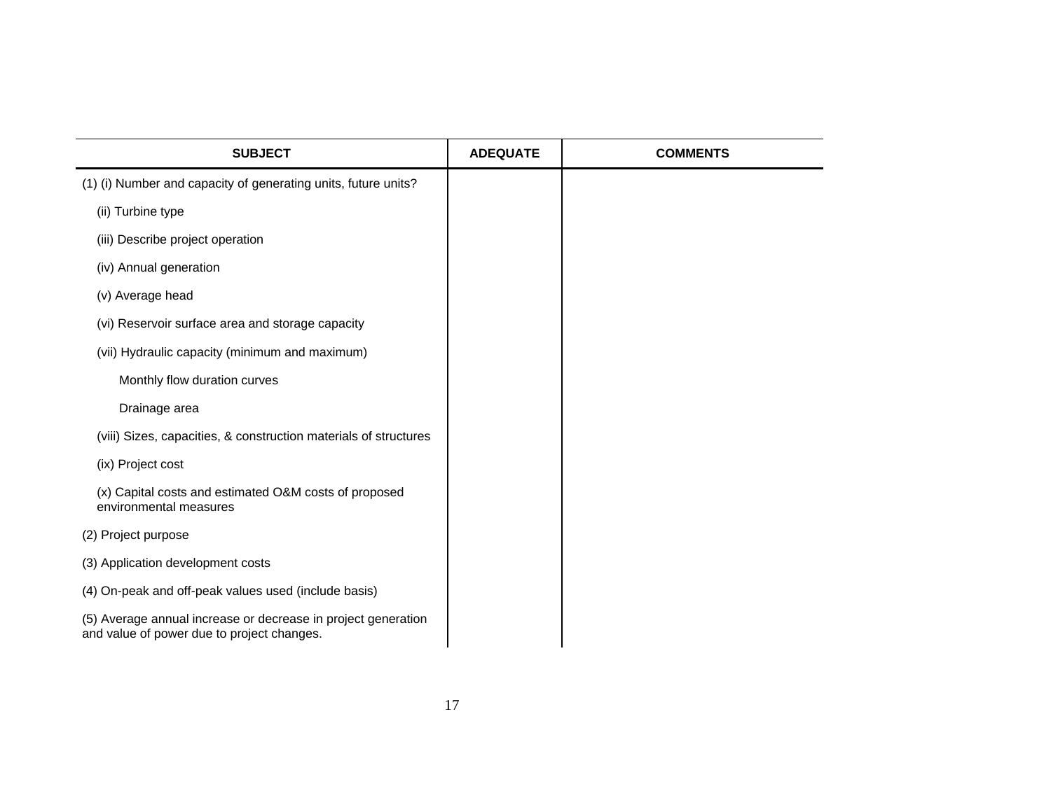| SUBJECT | ADEQUATE | COMMENTS |
|---|---|---|
| (1) (i) Number and capacity of generating units, future units? | | |
| (ii) Turbine type | | |
| (iii) Describe project operation | | |
| (iv) Annual generation | | |
| (v) Average head | | |
| (vi) Reservoir surface area and storage capacity | | |
| (vii) Hydraulic capacity (minimum and maximum) | | |
| Monthly flow duration curves | | |
| Drainage area | | |
| (viii) Sizes, capacities, & construction materials of structures | | |
| (ix) Project cost | | |
| (x) Capital costs and estimated O&M costs of proposed environmental measures | | |
| (2) Project purpose | | |
| (3) Application development costs | | |
| (4) On-peak and off-peak values used (include basis) | | |
| (5) Average annual increase or decrease in project generation and value of power due to project changes. | | |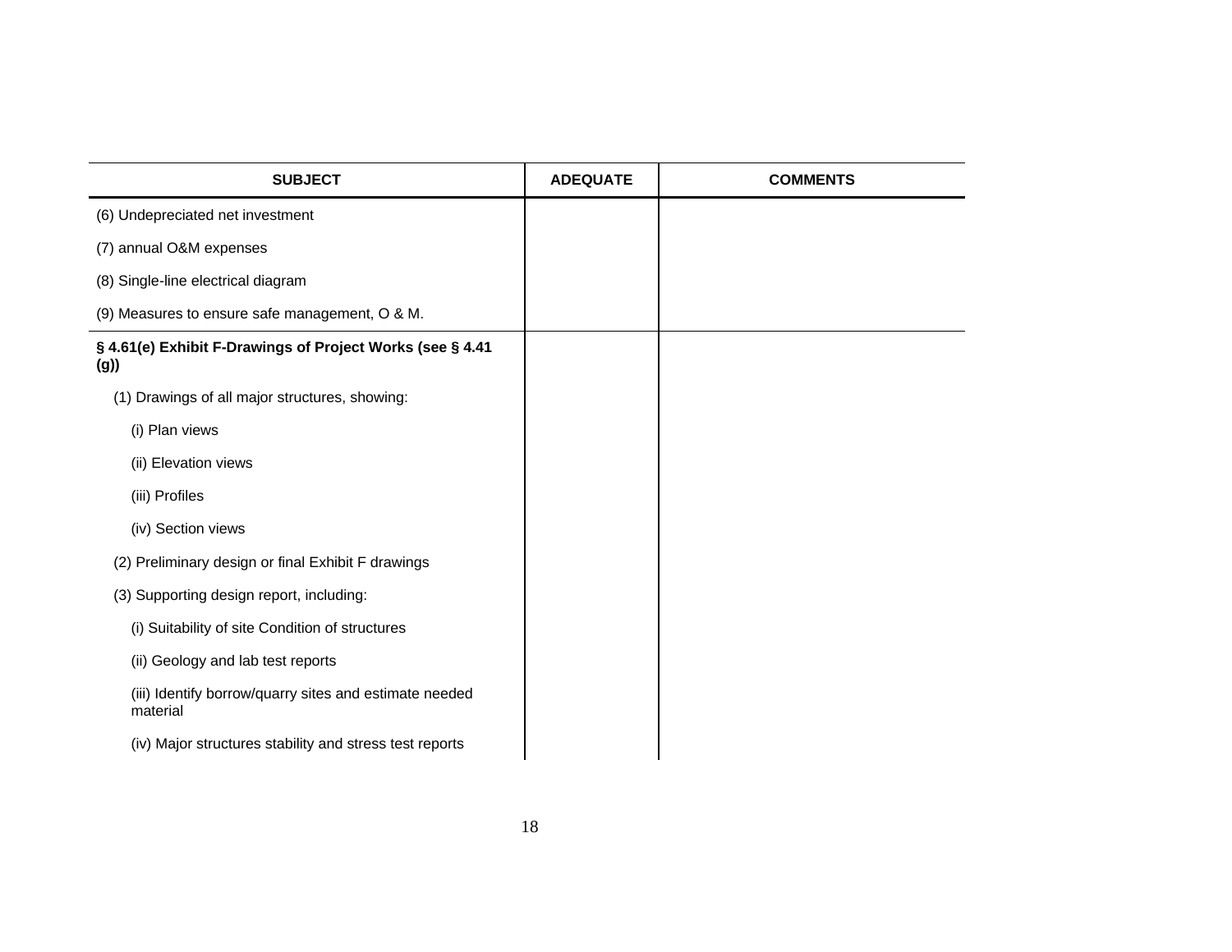| SUBJECT | ADEQUATE | COMMENTS |
|---|---|---|
| (6) Undepreciated net investment | | |
| (7) annual O&M expenses | | |
| (8) Single-line electrical diagram | | |
| (9) Measures to ensure safe management, O & M. | | |
| **§ 4.61(e) Exhibit F-Drawings of Project Works (see § 4.41 (g))** | | |
| (1) Drawings of all major structures, showing: | | |
| (i) Plan views | | |
| (ii) Elevation views | | |
| (iii) Profiles | | |
| (iv) Section views | | |
| (2) Preliminary design or final Exhibit F drawings | | |
| (3) Supporting design report, including: | | |
| (i) Suitability of site Condition of structures | | |
| (ii) Geology and lab test reports | | |
| (iii) Identify borrow/quarry sites and estimate needed material | | |
| (iv) Major structures stability and stress test reports | | |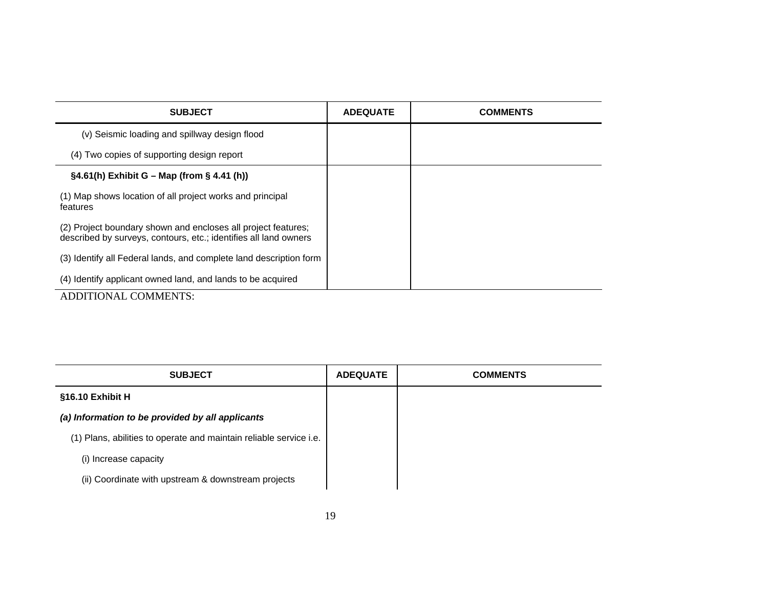| SUBJECT | ADEQUATE | COMMENTS |
|---|---|---|
| (v) Seismic loading and spillway design flood | | |
| (4) Two copies of supporting design report | | |
| **§4.61(h) Exhibit G – Map (from § 4.41 (h))** | | |
| (1) Map shows location of all project works and principal features | | |
| (2) Project boundary shown and encloses all project features; described by surveys, contours, etc.; identifies all land owners | | |
| (3) Identify all Federal lands, and complete land description form | | |
| (4) Identify applicant owned land, and lands to be acquired | | |

ADDITIONAL COMMENTS:

| SUBJECT | ADEQUATE | COMMENTS |
|---|---|---|
| **§16.10 Exhibit H** | | |
| ***(a) Information to be provided by all applicants*** | | |
| (1) Plans, abilities to operate and maintain reliable service i.e. | | |
| (i) Increase capacity | | |
| (ii) Coordinate with upstream & downstream projects | | |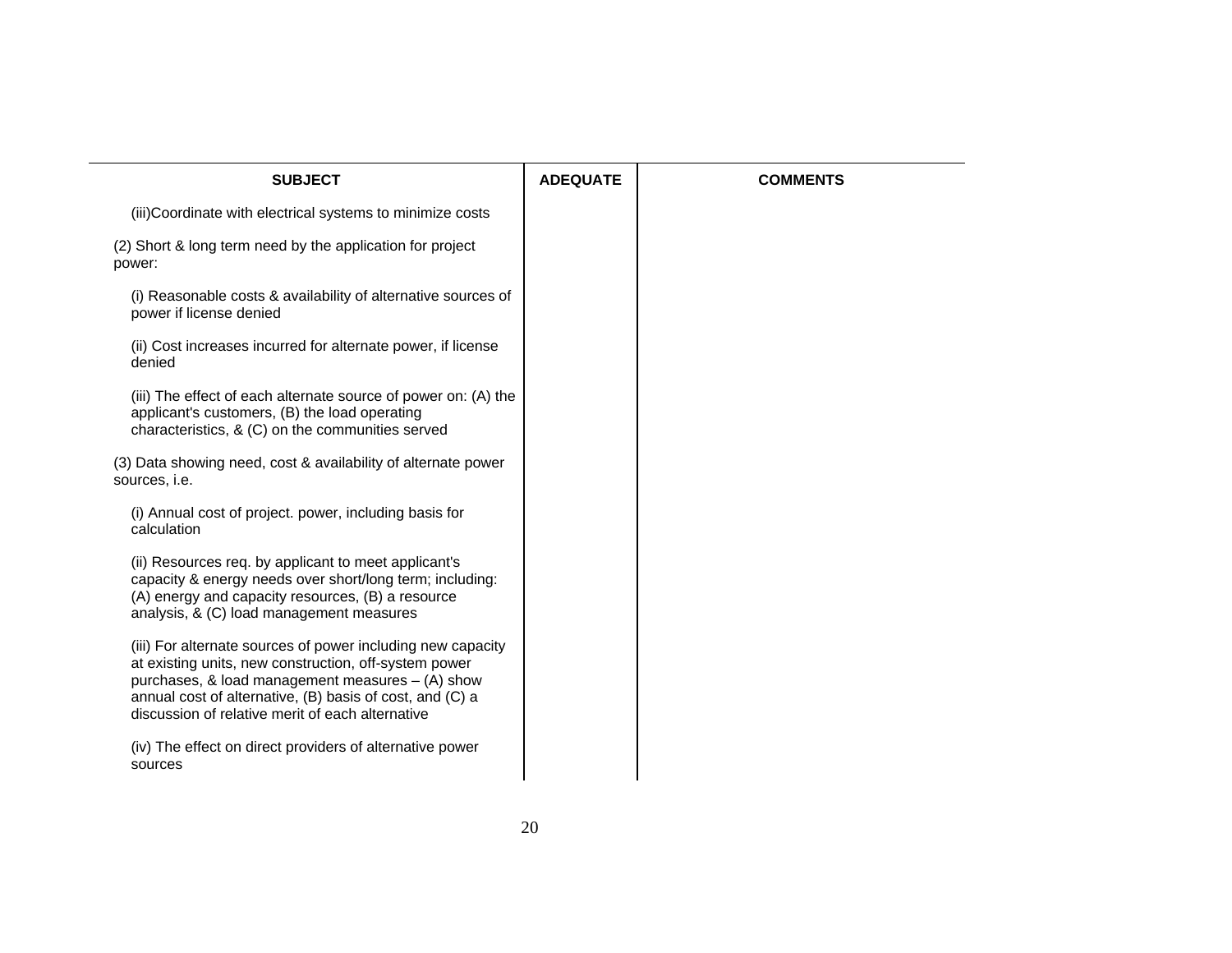| SUBJECT | ADEQUATE | COMMENTS |
|---|---|---|
| (iii)Coordinate with electrical systems to minimize costs | | |
| (2) Short & long term need by the application for project power: | | |
| (i) Reasonable costs & availability of alternative sources of power if license denied | | |
| (ii) Cost increases incurred for alternate power, if license denied | | |
| (iii) The effect of each alternate source of power on: (A) the applicant's customers, (B) the load operating characteristics, & (C) on the communities served | | |
| (3) Data showing need, cost & availability of alternate power sources, i.e. | | |
| (i) Annual cost of project. power, including basis for calculation | | |
| (ii) Resources req. by applicant to meet applicant's capacity & energy needs over short/long term; including: (A) energy and capacity resources, (B) a resource analysis, & (C) load management measures | | |
| (iii) For alternate sources of power including new capacity at existing units, new construction, off-system power purchases, & load management measures – (A) show annual cost of alternative, (B) basis of cost, and (C) a discussion of relative merit of each alternative | | |
| (iv) The effect on direct providers of alternative power sources | | |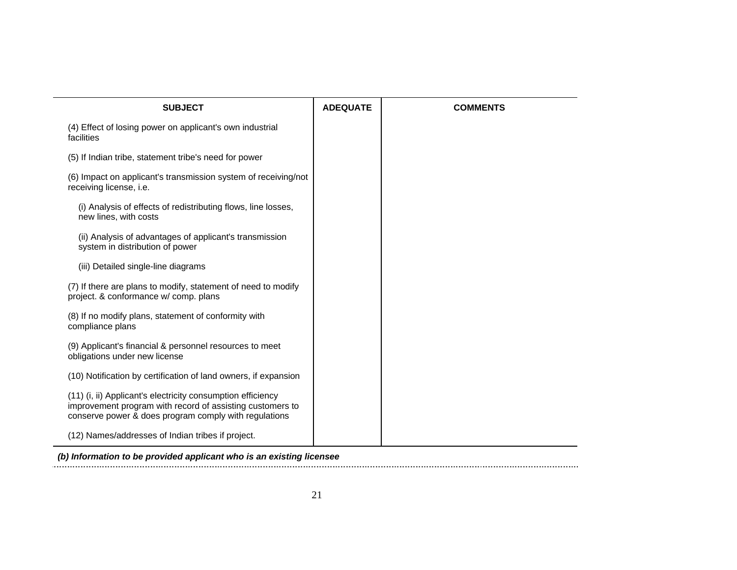| SUBJECT | ADEQUATE | COMMENTS |
|---|---|---|
| (4) Effect of losing power on applicant's own industrial facilities | | |
| (5) If Indian tribe, statement tribe's need for power | | |
| (6) Impact on applicant's transmission system of receiving/not receiving license, i.e. | | |
| (i) Analysis of effects of redistributing flows, line losses, new lines, with costs | | |
| (ii) Analysis of advantages of applicant's transmission system in distribution of power | | |
| (iii) Detailed single-line diagrams | | |
| (7) If there are plans to modify, statement of need to modify project. & conformance w/ comp. plans | | |
| (8) If no modify plans, statement of conformity with compliance plans | | |
| (9) Applicant's financial & personnel resources to meet obligations under new license | | |
| (10) Notification by certification of land owners, if expansion | | |
| (11) (i, ii) Applicant's electricity consumption efficiency improvement program with record of assisting customers to conserve power & does program comply with regulations | | |
| (12) Names/addresses of Indian tribes if project. | | |

***(b) Information to be provided applicant who is an existing licensee***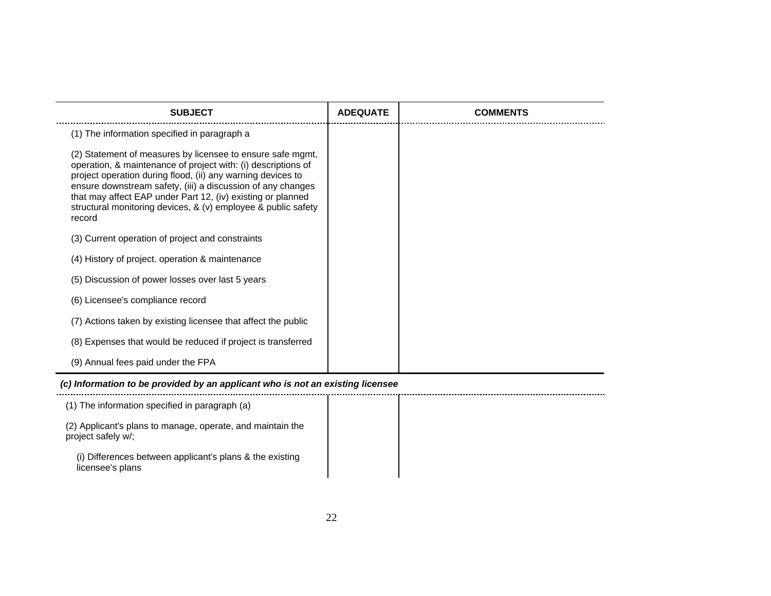| SUBJECT | ADEQUATE | COMMENTS |
|---|---|---|
| (1) The information specified in paragraph a | | |
| (2) Statement of measures by licensee to ensure safe mgmt, operation, & maintenance of project with: (i) descriptions of project operation during flood, (ii) any warning devices to ensure downstream safety, (iii) a discussion of any changes that may affect EAP under Part 12, (iv) existing or planned structural monitoring devices, & (v) employee & public safety record | | |
| (3) Current operation of project and constraints | | |
| (4) History of project. operation & maintenance | | |
| (5) Discussion of power losses over last 5 years | | |
| (6) Licensee's compliance record | | |
| (7) Actions taken by existing licensee that affect the public | | |
| (8) Expenses that would be reduced if project is transferred | | |
| (9) Annual fees paid under the FPA | | |
| ***(c) Information to be provided by an applicant who is not an existing licensee*** | | |
| (1) The information specified in paragraph (a) | | |
| (2) Applicant's plans to manage, operate, and maintain the project safely w/; | | |
| (i) Differences between applicant's plans & the existing licensee's plans | | |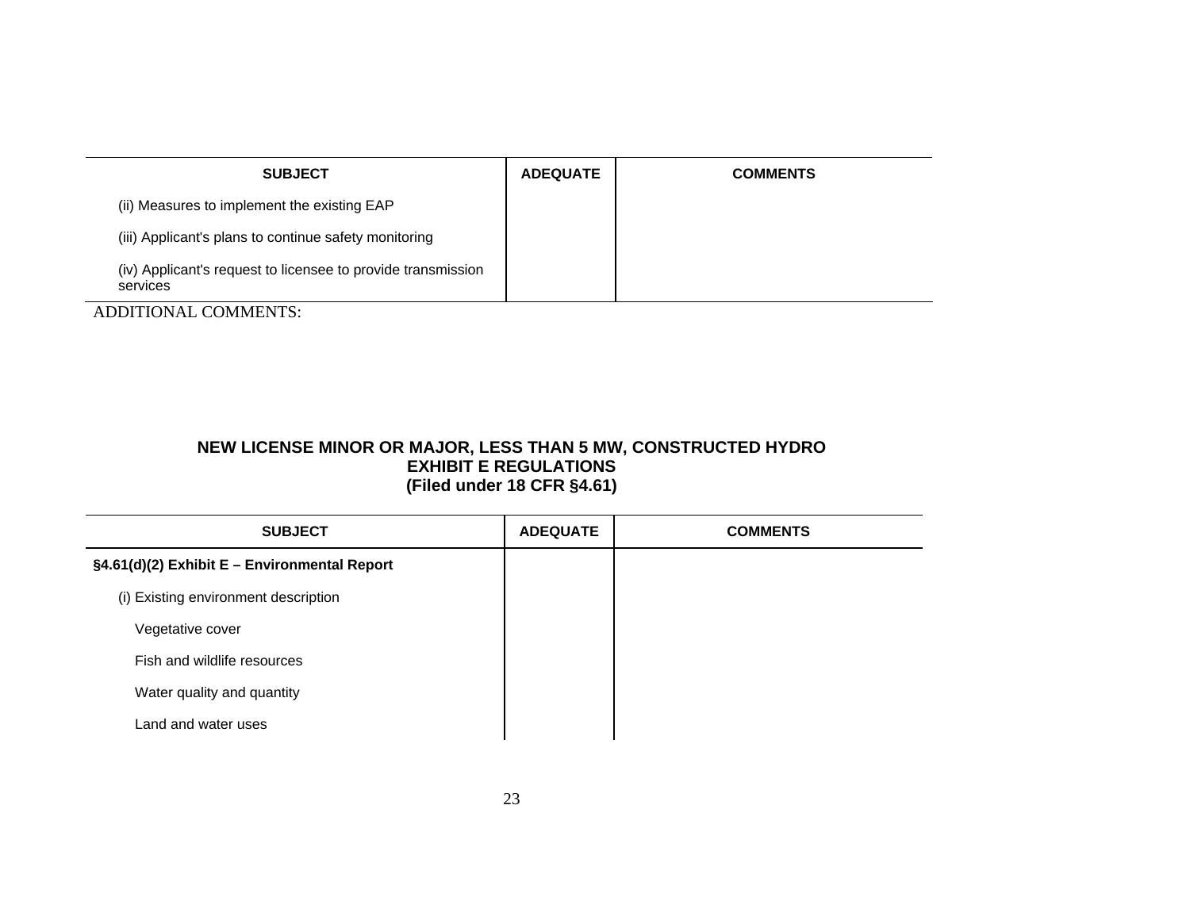| SUBJECT | ADEQUATE | COMMENTS |
| --- | --- | --- |
| (ii) Measures to implement the existing EAP | | |
| (iii) Applicant's plans to continue safety monitoring | | |
| (iv) Applicant's request to licensee to provide transmission services | | |

ADDITIONAL COMMENTS:

### NEW LICENSE MINOR OR MAJOR, LESS THAN 5 MW, CONSTRUCTED HYDRO
### EXHIBIT E REGULATIONS
### (Filed under 18 CFR §4.61)

| SUBJECT | ADEQUATE | COMMENTS |
| --- | --- | --- |
| **§4.61(d)(2) Exhibit E – Environmental Report** | | |
| (i) Existing environment description | | |
| Vegetative cover | | |
| Fish and wildlife resources | | |
| Water quality and quantity | | |
| Land and water uses | | |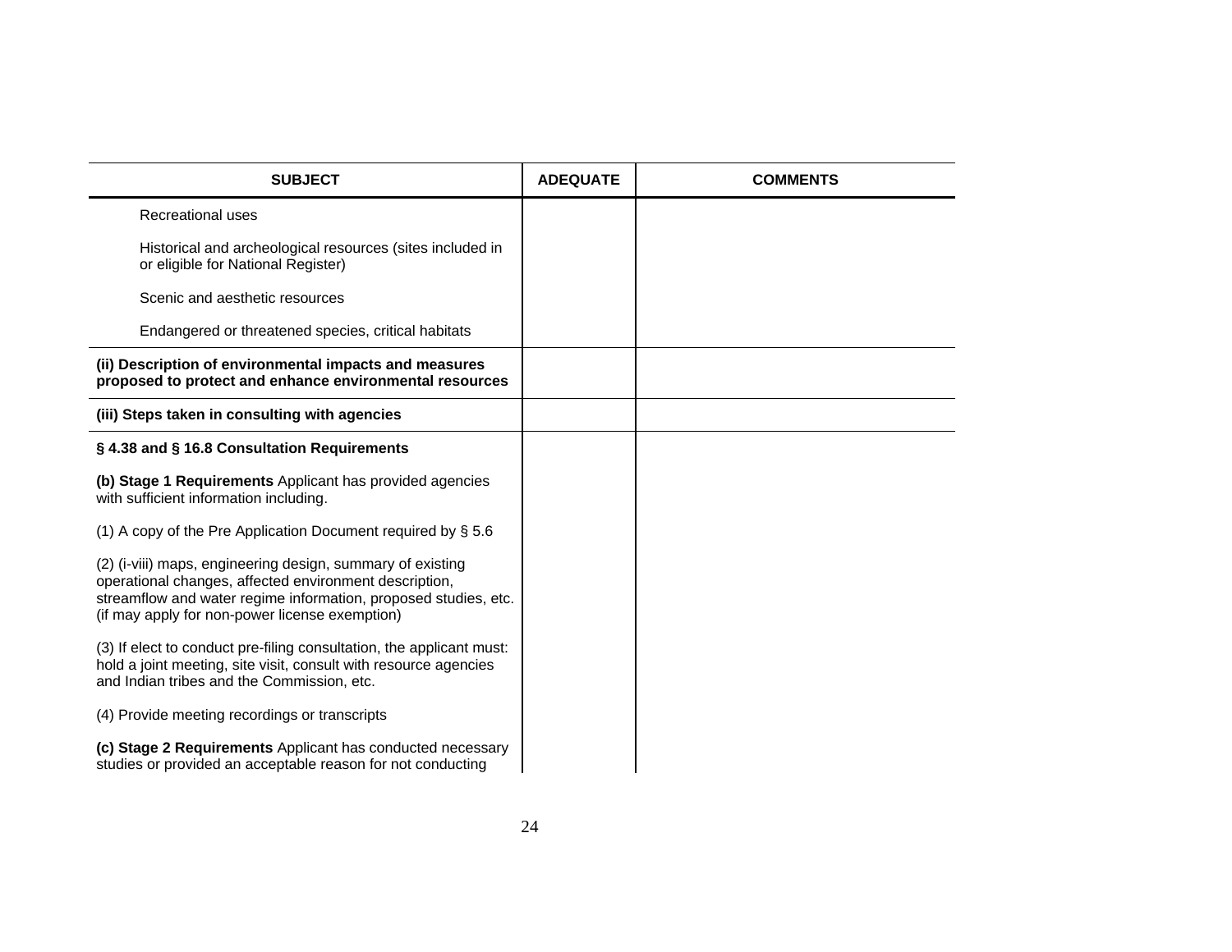| SUBJECT | ADEQUATE | COMMENTS |
|---|---|---|
| Recreational uses | | |
| Historical and archeological resources (sites included in or eligible for National Register) | | |
| Scenic and aesthetic resources | | |
| Endangered or threatened species, critical habitats | | |
| **(ii) Description of environmental impacts and measures proposed to protect and enhance environmental resources** | | |
| **(iii) Steps taken in consulting with agencies** | | |
| **§ 4.38 and § 16.8 Consultation Requirements** | | |
| **(b) Stage 1 Requirements** Applicant has provided agencies with sufficient information including. | | |
| (1) A copy of the Pre Application Document required by § 5.6 | | |
| (2) (i-viii) maps, engineering design, summary of existing operational changes, affected environment description, streamflow and water regime information, proposed studies, etc. (if may apply for non-power license exemption) | | |
| (3) If elect to conduct pre-filing consultation, the applicant must: hold a joint meeting, site visit, consult with resource agencies and Indian tribes and the Commission, etc. | | |
| (4) Provide meeting recordings or transcripts | | |
| **(c) Stage 2 Requirements** Applicant has conducted necessary studies or provided an acceptable reason for not conducting | | |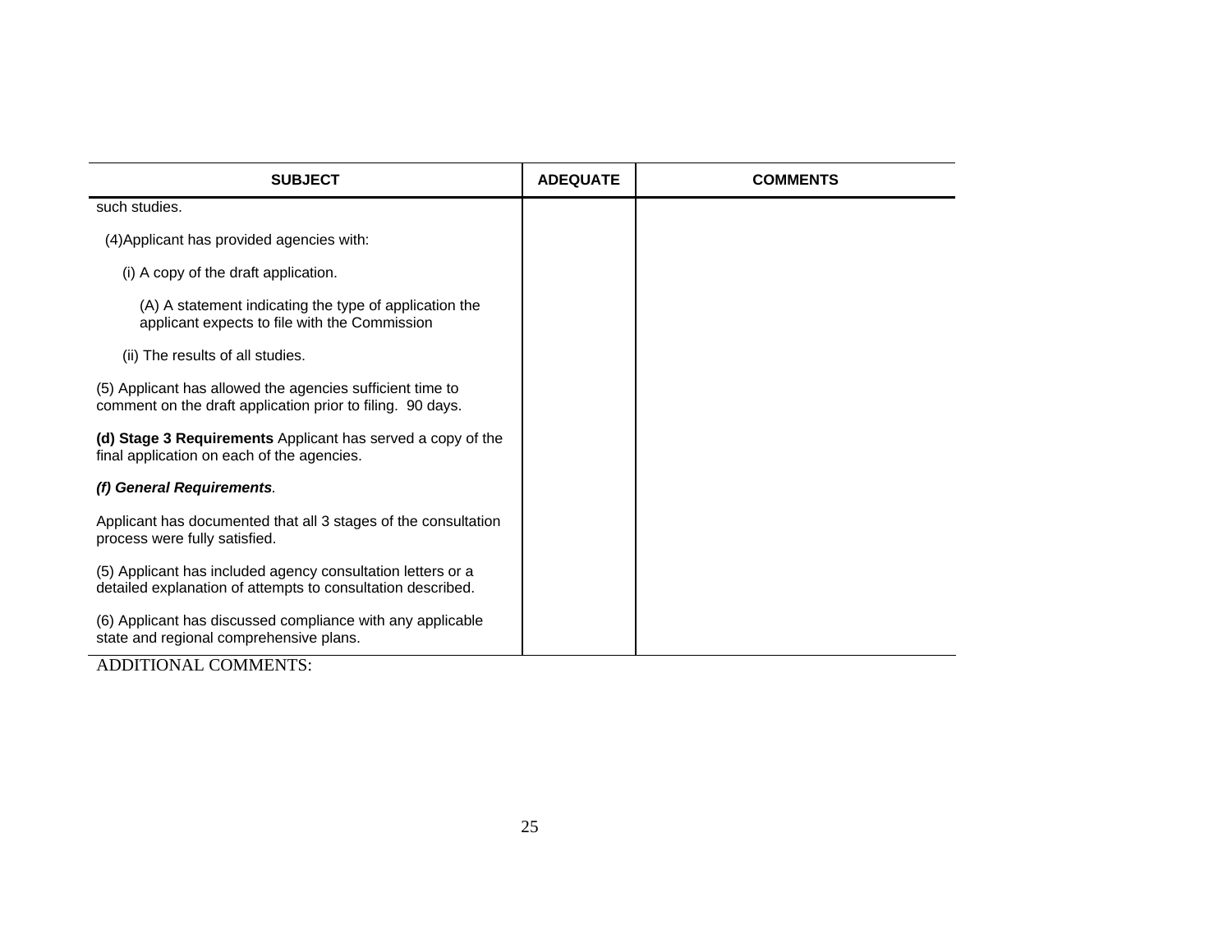| SUBJECT | ADEQUATE | COMMENTS |
| --- | --- | --- |
| such studies. | | |
| (4)Applicant has provided agencies with: | | |
| (i) A copy of the draft application. | | |
| (A) A statement indicating the type of application the applicant expects to file with the Commission | | |
| (ii) The results of all studies. | | |
| (5) Applicant has allowed the agencies sufficient time to comment on the draft application prior to filing. 90 days. | | |
| **(d) Stage 3 Requirements** Applicant has served a copy of the final application on each of the agencies. | | |
| ***(f) General Requirements***. | | |
| Applicant has documented that all 3 stages of the consultation process were fully satisfied. | | |
| (5) Applicant has included agency consultation letters or a detailed explanation of attempts to consultation described. | | |
| (6) Applicant has discussed compliance with any applicable state and regional comprehensive plans. | | |

ADDITIONAL COMMENTS: